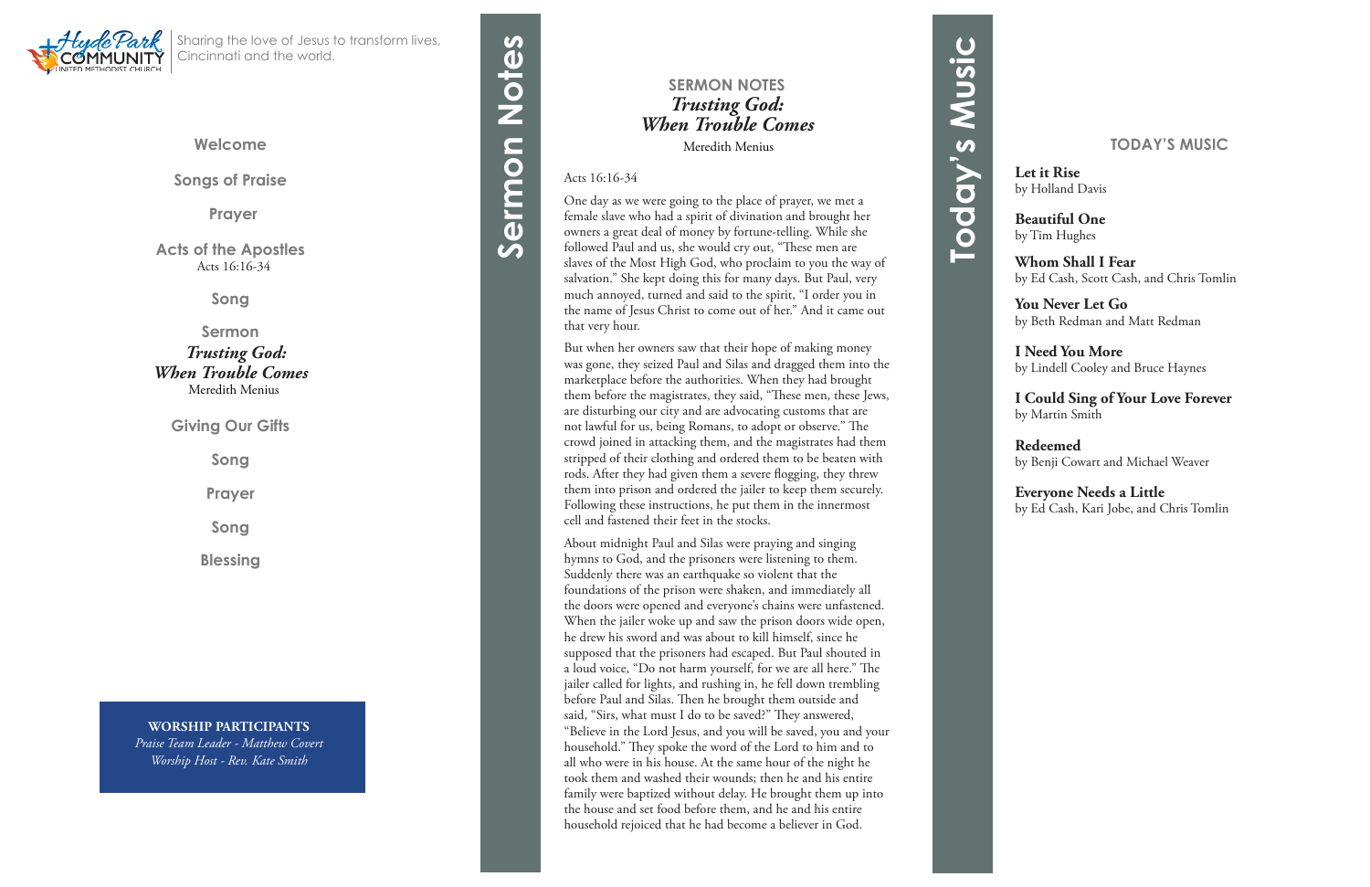Hyde Park Community United Methodist Church

Sharing the love of Jesus to transform lives, Cincinnati and the world.

**Welcome**

**Songs of Praise**

**Prayer**

**Acts of the Apostles**
Acts 16:16-34

**Song**

**Sermon**
***Trusting God: When Trouble Comes***
Meredith Menius

**Giving Our Gifts**

**Song**

**Prayer**

**Song**

**Blessing**

**WORSHIP PARTICIPANTS**
*Praise Team Leader - Matthew Covert*
*Worship Host - Rev. Kate Smith*

# Sermon Notes

## SERMON NOTES
### *Trusting God: When Trouble Comes*
Meredith Menius

Acts 16:16-34

One day as we were going to the place of prayer, we met a female slave who had a spirit of divination and brought her owners a great deal of money by fortune-telling. While she followed Paul and us, she would cry out, "These men are slaves of the Most High God, who proclaim to you the way of salvation." She kept doing this for many days. But Paul, very much annoyed, turned and said to the spirit, "I order you in the name of Jesus Christ to come out of her." And it came out that very hour.

But when her owners saw that their hope of making money was gone, they seized Paul and Silas and dragged them into the marketplace before the authorities. When they had brought them before the magistrates, they said, "These men, these Jews, are disturbing our city and are advocating customs that are not lawful for us, being Romans, to adopt or observe." The crowd joined in attacking them, and the magistrates had them stripped of their clothing and ordered them to be beaten with rods. After they had given them a severe flogging, they threw them into prison and ordered the jailer to keep them securely. Following these instructions, he put them in the innermost cell and fastened their feet in the stocks.

About midnight Paul and Silas were praying and singing hymns to God, and the prisoners were listening to them. Suddenly there was an earthquake so violent that the foundations of the prison were shaken, and immediately all the doors were opened and everyone's chains were unfastened. When the jailer woke up and saw the prison doors wide open, he drew his sword and was about to kill himself, since he supposed that the prisoners had escaped. But Paul shouted in a loud voice, "Do not harm yourself, for we are all here." The jailer called for lights, and rushing in, he fell down trembling before Paul and Silas. Then he brought them outside and said, "Sirs, what must I do to be saved?" They answered, "Believe in the Lord Jesus, and you will be saved, you and your household." They spoke the word of the Lord to him and to all who were in his house. At the same hour of the night he took them and washed their wounds; then he and his entire family were baptized without delay. He brought them up into the house and set food before them, and he and his entire household rejoiced that he had become a believer in God.

# Today's Music

## TODAY'S MUSIC

**Let it Rise**
by Holland Davis

**Beautiful One**
by Tim Hughes

**Whom Shall I Fear**
by Ed Cash, Scott Cash, and Chris Tomlin

**You Never Let Go**
by Beth Redman and Matt Redman

**I Need You More**
by Lindell Cooley and Bruce Haynes

**I Could Sing of Your Love Forever**
by Martin Smith

**Redeemed**
by Benji Cowart and Michael Weaver

**Everyone Needs a Little**
by Ed Cash, Kari Jobe, and Chris Tomlin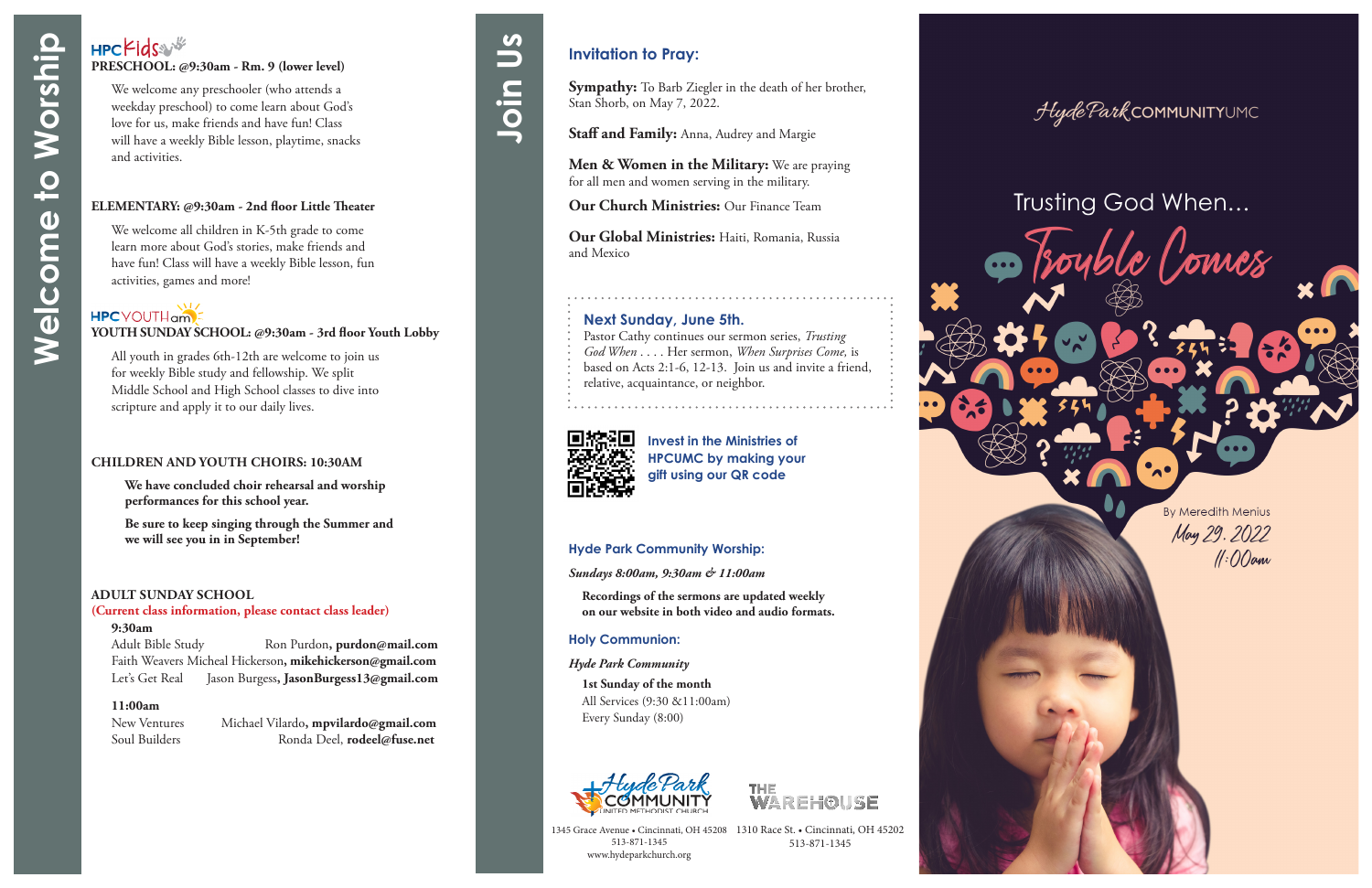# Welcome to Worship

HPC Kids

**PRESCHOOL: @9:30am - Rm. 9 (lower level)**

We welcome any preschooler (who attends a weekday preschool) to come learn about God's love for us, make friends and have fun! Class will have a weekly Bible lesson, playtime, snacks and activities.

**ELEMENTARY: @9:30am - 2nd floor Little Theater**

We welcome all children in K-5th grade to come learn more about God's stories, make friends and have fun! Class will have a weekly Bible lesson, fun activities, games and more!

HPC YOUTH am

**YOUTH SUNDAY SCHOOL: @9:30am - 3rd floor Youth Lobby**

All youth in grades 6th-12th are welcome to join us for weekly Bible study and fellowship. We split Middle School and High School classes to dive into scripture and apply it to our daily lives.

**CHILDREN AND YOUTH CHOIRS: 10:30AM**

**We have concluded choir rehearsal and worship performances for this school year.**

**Be sure to keep singing through the Summer and we will see you in in September!**

**ADULT SUNDAY SCHOOL**

**(Current class information, please contact class leader)**

**9:30am**

Adult Bible Study — Ron Purdon, **purdon@mail.com**

Faith Weavers Micheal Hickerson, **mikehickerson@gmail.com**

Let's Get Real — Jason Burgess, **JasonBurgess13@gmail.com**

**11:00am**

New Ventures — Michael Vilardo, **mpvilardo@gmail.com**

Soul Builders — Ronda Deel, **rodeel@fuse.net**

# Join Us

## Invitation to Pray:

**Sympathy:** To Barb Ziegler in the death of her brother, Stan Shorb, on May 7, 2022.

**Staff and Family:** Anna, Audrey and Margie

**Men & Women in the Military:** We are praying for all men and women serving in the military.

**Our Church Ministries:** Our Finance Team

**Our Global Ministries:** Haiti, Romania, Russia and Mexico

## Next Sunday, June 5th.

Pastor Cathy continues our sermon series, *Trusting God When . . . .* Her sermon, *When Surprises Come,* is based on Acts 2:1-6, 12-13. Join us and invite a friend, relative, acquaintance, or neighbor.

**Invest in the Ministries of HPCUMC by making your gift using our QR code**

## Hyde Park Community Worship:

***Sundays 8:00am, 9:30am & 11:00am***

**Recordings of the sermons are updated weekly on our website in both video and audio formats.**

## Holy Communion:

*Hyde Park Community*

**1st Sunday of the month**

All Services (9:30 &11:00am)

Every Sunday (8:00)

Hyde Park Community United Methodist Church

1345 Grace Avenue • Cincinnati, OH 45208
513-871-1345
www.hydeparkchurch.org

The Warehouse

1310 Race St. • Cincinnati, OH 45202
513-871-1345

Hyde Park COMMUNITY UMC

# Trusting God When... Trouble Comes

By Meredith Menius

May 29, 2022

11:00am